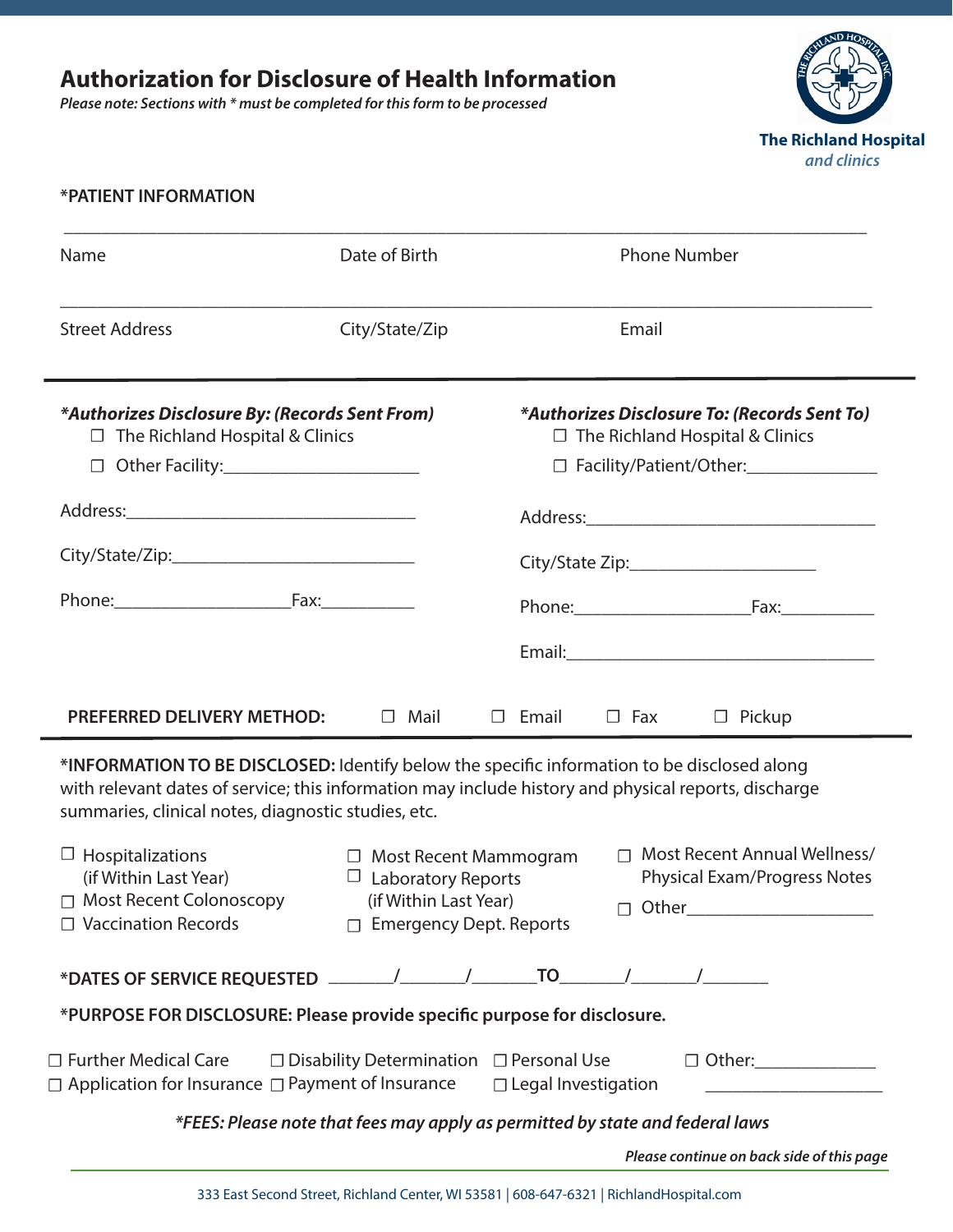# Authorization for Disclosure of Health Information

***Please note: Sections with * must be completed for this form to be processed***

The Richland Hospital
*and clinics*

## *PATIENT INFORMATION

_______________________________________________________________________________

Name | Date of Birth | Phone Number

_______________________________________________________________________________

Street Address | City/State/Zip | Email

---

***Authorizes Disclosure By: (Records Sent From)***

- ☐ The Richland Hospital & Clinics
- ☐ Other Facility:____________________

Address:______________________________

City/State/Zip:_________________________

Phone:__________________Fax:__________

***Authorizes Disclosure To: (Records Sent To)***

- ☐ The Richland Hospital & Clinics
- ☐ Facility/Patient/Other:______________

Address:______________________________

City/State Zip:____________________

Phone:__________________Fax:__________

Email:________________________________

**PREFERRED DELIVERY METHOD:** ☐ Mail ☐ Email ☐ Fax ☐ Pickup

---

**\*INFORMATION TO BE DISCLOSED:** Identify below the specific information to be disclosed along with relevant dates of service; this information may include history and physical reports, discharge summaries, clinical notes, diagnostic studies, etc.

- ☐ Hospitalizations (if Within Last Year)
- ☐ Most Recent Colonoscopy
- ☐ Vaccination Records
- ☐ Most Recent Mammogram
- ☐ Laboratory Reports (if Within Last Year)
- ☐ Emergency Dept. Reports
- ☐ Most Recent Annual Wellness/ Physical Exam/Progress Notes
- ☐ Other____________________

**\*DATES OF SERVICE REQUESTED** _______/_______/_______**TO**_______/_______/_______

**\*PURPOSE FOR DISCLOSURE: Please provide specific purpose for disclosure.**

- ☐ Further Medical Care
- ☐ Application for Insurance
- ☐ Disability Determination
- ☐ Payment of Insurance
- ☐ Personal Use
- ☐ Legal Investigation
- ☐ Other:_____________ ____________________

***\*FEES: Please note that fees may apply as permitted by state and federal laws***

***Please continue on back side of this page***

333 East Second Street, Richland Center, WI 53581 | 608-647-6321 | RichlandHospital.com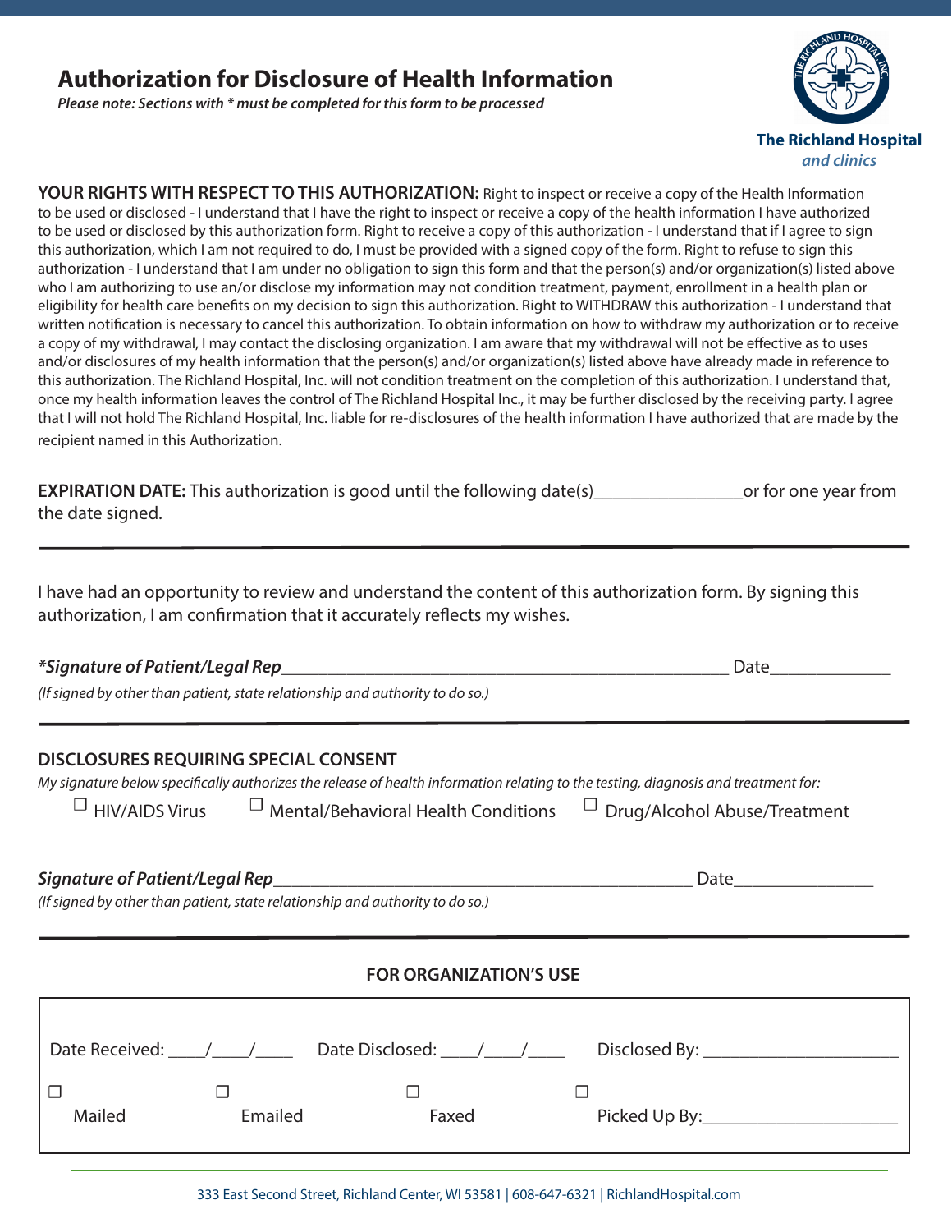# Authorization for Disclosure of Health Information

***Please note: Sections with * must be completed for this form to be processed***

**The Richland Hospital**
*and clinics*

**YOUR RIGHTS WITH RESPECT TO THIS AUTHORIZATION:** Right to inspect or receive a copy of the Health Information to be used or disclosed - I understand that I have the right to inspect or receive a copy of the health information I have authorized to be used or disclosed by this authorization form. Right to receive a copy of this authorization - I understand that if I agree to sign this authorization, which I am not required to do, I must be provided with a signed copy of the form. Right to refuse to sign this authorization - I understand that I am under no obligation to sign this form and that the person(s) and/or organization(s) listed above who I am authorizing to use an/or disclose my information may not condition treatment, payment, enrollment in a health plan or eligibility for health care benefits on my decision to sign this authorization. Right to WITHDRAW this authorization - I understand that written notification is necessary to cancel this authorization. To obtain information on how to withdraw my authorization or to receive a copy of my withdrawal, I may contact the disclosing organization. I am aware that my withdrawal will not be effective as to uses and/or disclosures of my health information that the person(s) and/or organization(s) listed above have already made in reference to this authorization. The Richland Hospital, Inc. will not condition treatment on the completion of this authorization. I understand that, once my health information leaves the control of The Richland Hospital Inc., it may be further disclosed by the receiving party. I agree that I will not hold The Richland Hospital, Inc. liable for re-disclosures of the health information I have authorized that are made by the recipient named in this Authorization.

**EXPIRATION DATE:** This authorization is good until the following date(s)________________or for one year from the date signed.

---

I have had an opportunity to review and understand the content of this authorization form. By signing this authorization, I am confirmation that it accurately reflects my wishes.

***Signature of Patient/Legal Rep**__________________________________________________ Date_____________

*(If signed by other than patient, state relationship and authority to do so.)*

---

## DISCLOSURES REQUIRING SPECIAL CONSENT

*My signature below specifically authorizes the release of health information relating to the testing, diagnosis and treatment for:*

☐ HIV/AIDS Virus ☐ Mental/Behavioral Health Conditions ☐ Drug/Alcohol Abuse/Treatment

***Signature of Patient/Legal Rep**_______________________________________________ Date_______________

*(If signed by other than patient, state relationship and authority to do so.)*

---

### FOR ORGANIZATION'S USE

Date Received: ____/____/____ Date Disclosed: ____/____/____ Disclosed By: _____________________

☐ Mailed ☐ Emailed ☐ Faxed ☐ Picked Up By:_____________________

333 East Second Street, Richland Center, WI 53581 | 608-647-6321 | RichlandHospital.com